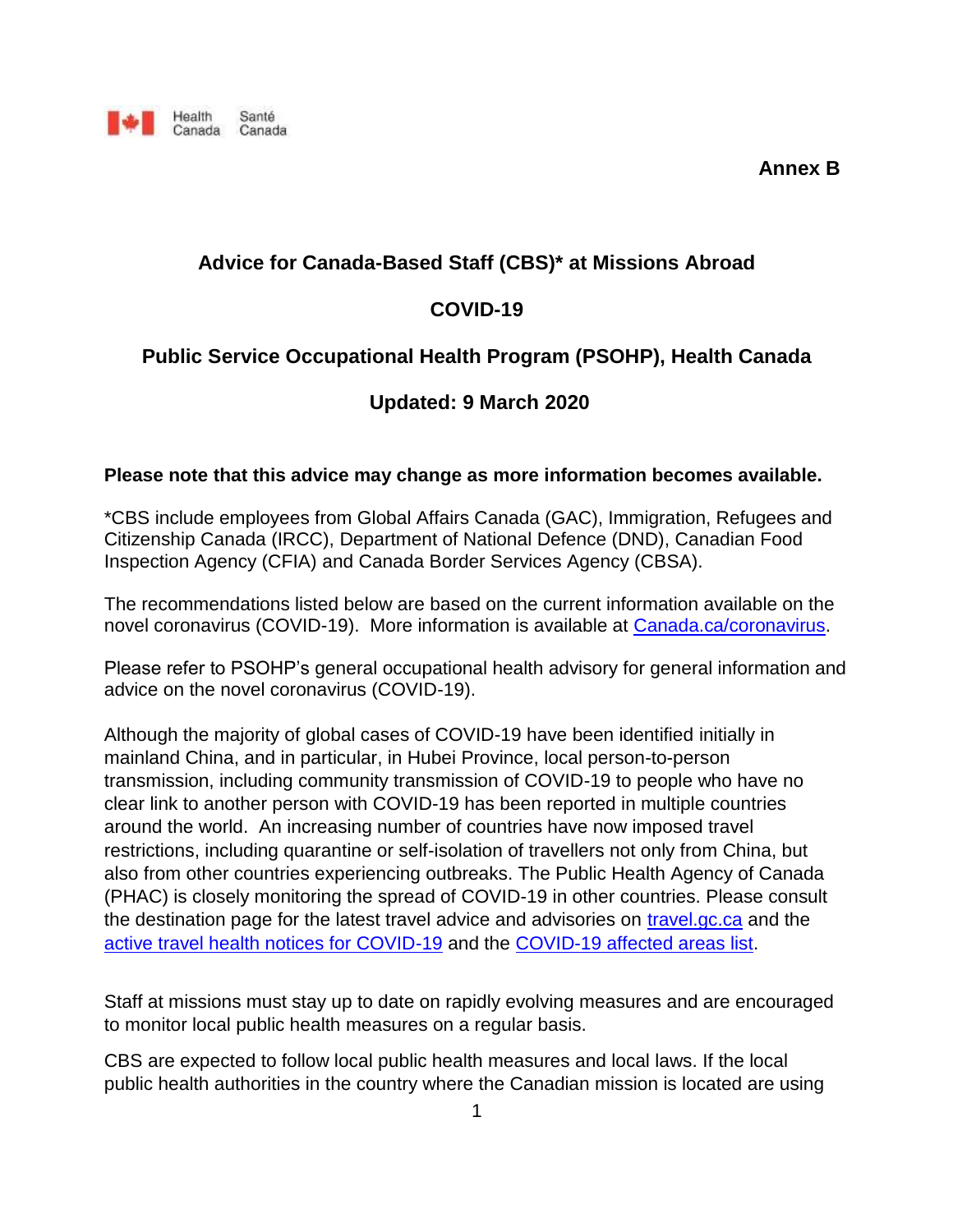Health Canada Santé Canada

**Annex B**

# Advice for Canada-Based Staff (CBS)* at Missions Abroad

## COVID-19

## Public Service Occupational Health Program (PSOHP), Health Canada

## Updated: 9 March 2020

**Please note that this advice may change as more information becomes available.**

*CBS include employees from Global Affairs Canada (GAC), Immigration, Refugees and Citizenship Canada (IRCC), Department of National Defence (DND), Canadian Food Inspection Agency (CFIA) and Canada Border Services Agency (CBSA).

The recommendations listed below are based on the current information available on the novel coronavirus (COVID-19). More information is available at [Canada.ca/coronavirus](Canada.ca/coronavirus).

Please refer to PSOHP's general occupational health advisory for general information and advice on the novel coronavirus (COVID-19).

Although the majority of global cases of COVID-19 have been identified initially in mainland China, and in particular, in Hubei Province, local person-to-person transmission, including community transmission of COVID-19 to people who have no clear link to another person with COVID-19 has been reported in multiple countries around the world. An increasing number of countries have now imposed travel restrictions, including quarantine or self-isolation of travellers not only from China, but also from other countries experiencing outbreaks. The Public Health Agency of Canada (PHAC) is closely monitoring the spread of COVID-19 in other countries. Please consult the destination page for the latest travel advice and advisories on travel.gc.ca and the active travel health notices for COVID-19 and the COVID-19 affected areas list.

Staff at missions must stay up to date on rapidly evolving measures and are encouraged to monitor local public health measures on a regular basis.

CBS are expected to follow local public health measures and local laws. If the local public health authorities in the country where the Canadian mission is located are using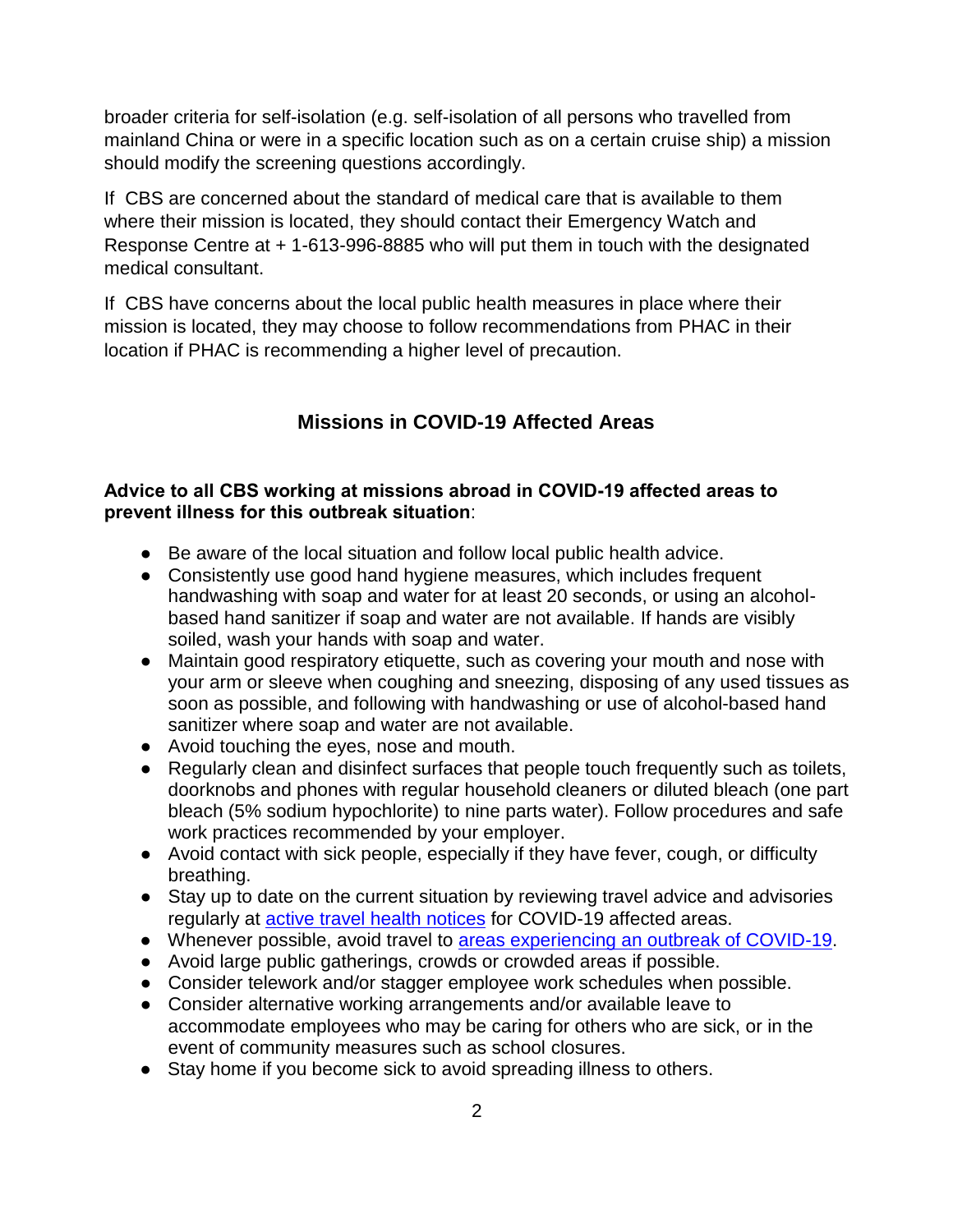broader criteria for self-isolation (e.g. self-isolation of all persons who travelled from mainland China or were in a specific location such as on a certain cruise ship) a mission should modify the screening questions accordingly.

If CBS are concerned about the standard of medical care that is available to them where their mission is located, they should contact their Emergency Watch and Response Centre at + 1-613-996-8885 who will put them in touch with the designated medical consultant.

If CBS have concerns about the local public health measures in place where their mission is located, they may choose to follow recommendations from PHAC in their location if PHAC is recommending a higher level of precaution.

## Missions in COVID-19 Affected Areas

**Advice to all CBS working at missions abroad in COVID-19 affected areas to prevent illness for this outbreak situation**:

- Be aware of the local situation and follow local public health advice.
- Consistently use good hand hygiene measures, which includes frequent handwashing with soap and water for at least 20 seconds, or using an alcohol-based hand sanitizer if soap and water are not available. If hands are visibly soiled, wash your hands with soap and water.
- Maintain good respiratory etiquette, such as covering your mouth and nose with your arm or sleeve when coughing and sneezing, disposing of any used tissues as soon as possible, and following with handwashing or use of alcohol-based hand sanitizer where soap and water are not available.
- Avoid touching the eyes, nose and mouth.
- Regularly clean and disinfect surfaces that people touch frequently such as toilets, doorknobs and phones with regular household cleaners or diluted bleach (one part bleach (5% sodium hypochlorite) to nine parts water). Follow procedures and safe work practices recommended by your employer.
- Avoid contact with sick people, especially if they have fever, cough, or difficulty breathing.
- Stay up to date on the current situation by reviewing travel advice and advisories regularly at [active travel health notices] for COVID-19 affected areas.
- Whenever possible, avoid travel to [areas experiencing an outbreak of COVID-19].
- Avoid large public gatherings, crowds or crowded areas if possible.
- Consider telework and/or stagger employee work schedules when possible.
- Consider alternative working arrangements and/or available leave to accommodate employees who may be caring for others who are sick, or in the event of community measures such as school closures.
- Stay home if you become sick to avoid spreading illness to others.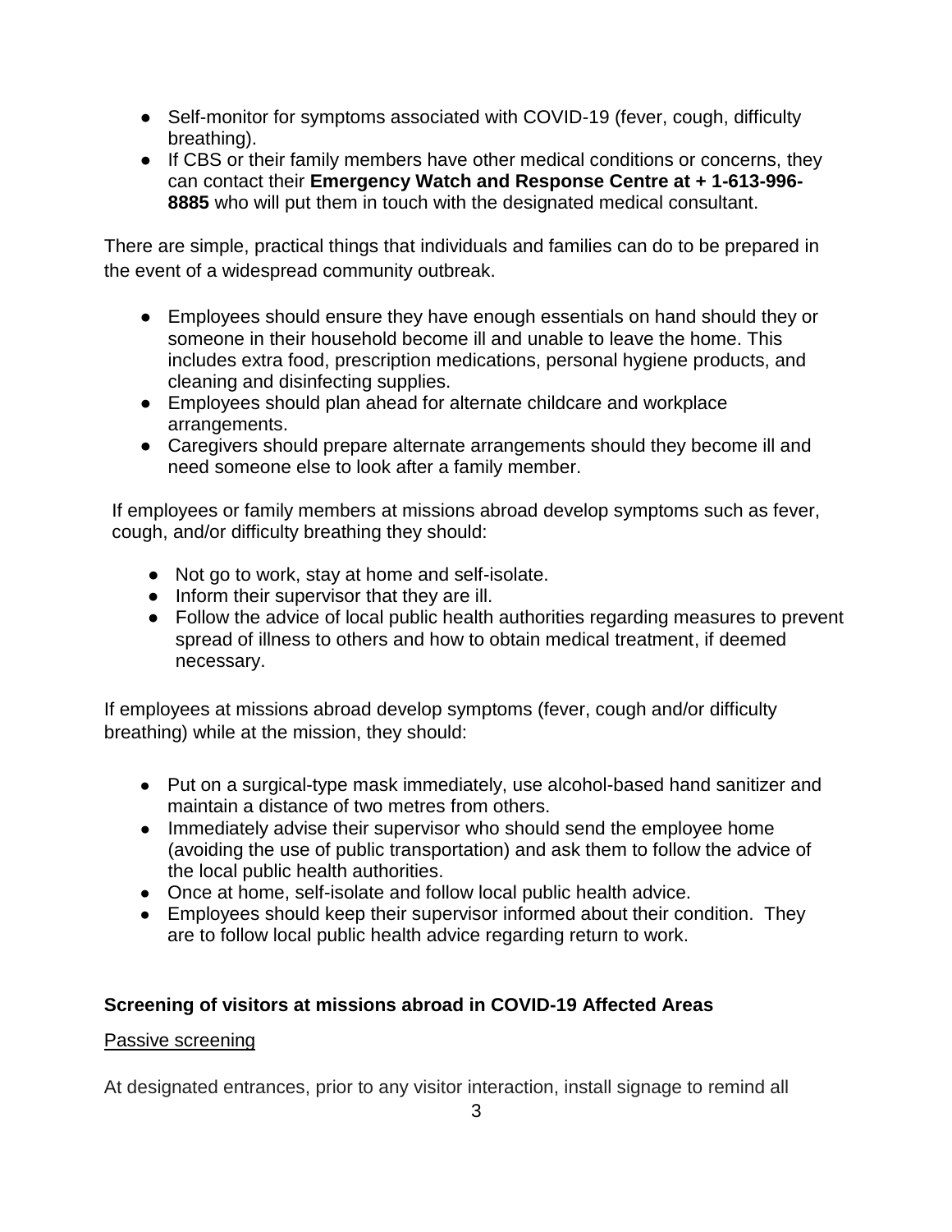- Self-monitor for symptoms associated with COVID-19 (fever, cough, difficulty breathing).
- If CBS or their family members have other medical conditions or concerns, they can contact their **Emergency Watch and Response Centre at + 1-613-996-8885** who will put them in touch with the designated medical consultant.

There are simple, practical things that individuals and families can do to be prepared in the event of a widespread community outbreak.

- Employees should ensure they have enough essentials on hand should they or someone in their household become ill and unable to leave the home. This includes extra food, prescription medications, personal hygiene products, and cleaning and disinfecting supplies.
- Employees should plan ahead for alternate childcare and workplace arrangements.
- Caregivers should prepare alternate arrangements should they become ill and need someone else to look after a family member.

If employees or family members at missions abroad develop symptoms such as fever, cough, and/or difficulty breathing they should:

- Not go to work, stay at home and self-isolate.
- Inform their supervisor that they are ill.
- Follow the advice of local public health authorities regarding measures to prevent spread of illness to others and how to obtain medical treatment, if deemed necessary.

If employees at missions abroad develop symptoms (fever, cough and/or difficulty breathing) while at the mission, they should:

- Put on a surgical-type mask immediately, use alcohol-based hand sanitizer and maintain a distance of two metres from others.
- Immediately advise their supervisor who should send the employee home (avoiding the use of public transportation) and ask them to follow the advice of the local public health authorities.
- Once at home, self-isolate and follow local public health advice.
- Employees should keep their supervisor informed about their condition. They are to follow local public health advice regarding return to work.

## Screening of visitors at missions abroad in COVID-19 Affected Areas

Passive screening

At designated entrances, prior to any visitor interaction, install signage to remind all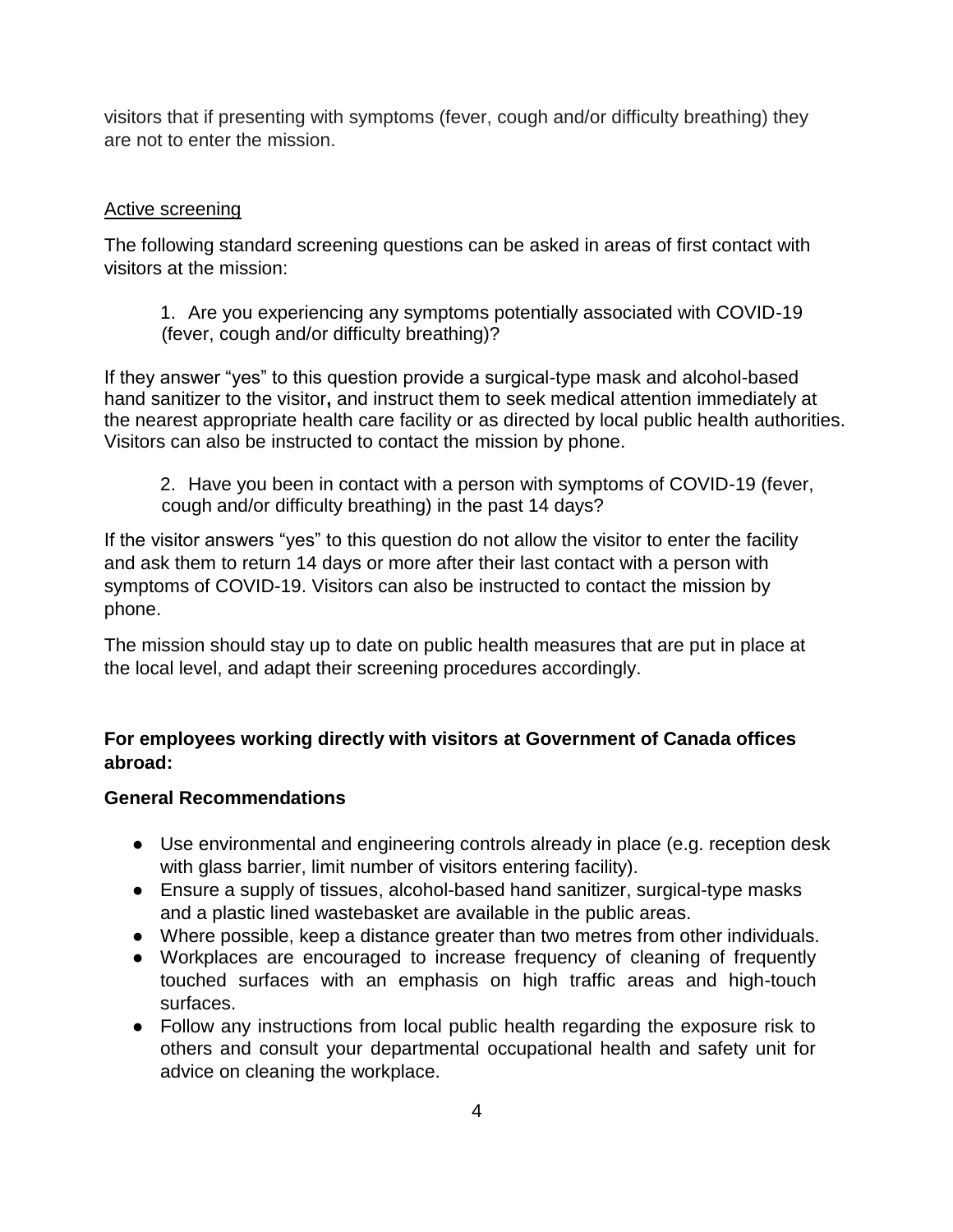visitors that if presenting with symptoms (fever, cough and/or difficulty breathing) they are not to enter the mission.

Active screening

The following standard screening questions can be asked in areas of first contact with visitors at the mission:

1. Are you experiencing any symptoms potentially associated with COVID-19 (fever, cough and/or difficulty breathing)?

If they answer "yes" to this question provide a surgical-type mask and alcohol-based hand sanitizer to the visitor**,** and instruct them to seek medical attention immediately at the nearest appropriate health care facility or as directed by local public health authorities. Visitors can also be instructed to contact the mission by phone.

2. Have you been in contact with a person with symptoms of COVID-19 (fever, cough and/or difficulty breathing) in the past 14 days?

If the visitor answers "yes" to this question do not allow the visitor to enter the facility and ask them to return 14 days or more after their last contact with a person with symptoms of COVID-19. Visitors can also be instructed to contact the mission by phone.

The mission should stay up to date on public health measures that are put in place at the local level, and adapt their screening procedures accordingly.

**For employees working directly with visitors at Government of Canada offices abroad:**

**General Recommendations**

- Use environmental and engineering controls already in place (e.g. reception desk with glass barrier, limit number of visitors entering facility).
- Ensure a supply of tissues, alcohol-based hand sanitizer, surgical-type masks and a plastic lined wastebasket are available in the public areas.
- Where possible, keep a distance greater than two metres from other individuals.
- Workplaces are encouraged to increase frequency of cleaning of frequently touched surfaces with an emphasis on high traffic areas and high-touch surfaces.
- Follow any instructions from local public health regarding the exposure risk to others and consult your departmental occupational health and safety unit for advice on cleaning the workplace.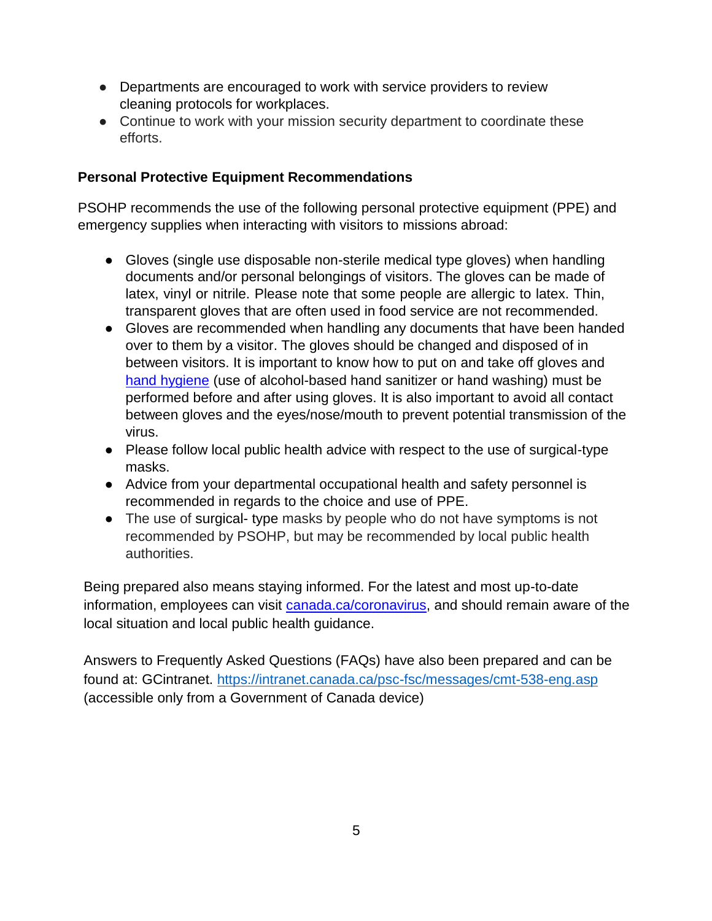- Departments are encouraged to work with service providers to review cleaning protocols for workplaces.
- Continue to work with your mission security department to coordinate these efforts.

**Personal Protective Equipment Recommendations**

PSOHP recommends the use of the following personal protective equipment (PPE) and emergency supplies when interacting with visitors to missions abroad:

- Gloves (single use disposable non-sterile medical type gloves) when handling documents and/or personal belongings of visitors. The gloves can be made of latex, vinyl or nitrile. Please note that some people are allergic to latex. Thin, transparent gloves that are often used in food service are not recommended.
- Gloves are recommended when handling any documents that have been handed over to them by a visitor. The gloves should be changed and disposed of in between visitors. It is important to know how to put on and take off gloves and [hand hygiene](hand hygiene) (use of alcohol-based hand sanitizer or hand washing) must be performed before and after using gloves. It is also important to avoid all contact between gloves and the eyes/nose/mouth to prevent potential transmission of the virus.
- Please follow local public health advice with respect to the use of surgical-type masks.
- Advice from your departmental occupational health and safety personnel is recommended in regards to the choice and use of PPE.
- The use of surgical- type masks by people who do not have symptoms is not recommended by PSOHP, but may be recommended by local public health authorities.

Being prepared also means staying informed. For the latest and most up-to-date information, employees can visit [canada.ca/coronavirus](canada.ca/coronavirus), and should remain aware of the local situation and local public health guidance.

Answers to Frequently Asked Questions (FAQs) have also been prepared and can be found at: GCintranet. https://intranet.canada.ca/psc-fsc/messages/cmt-538-eng.asp (accessible only from a Government of Canada device)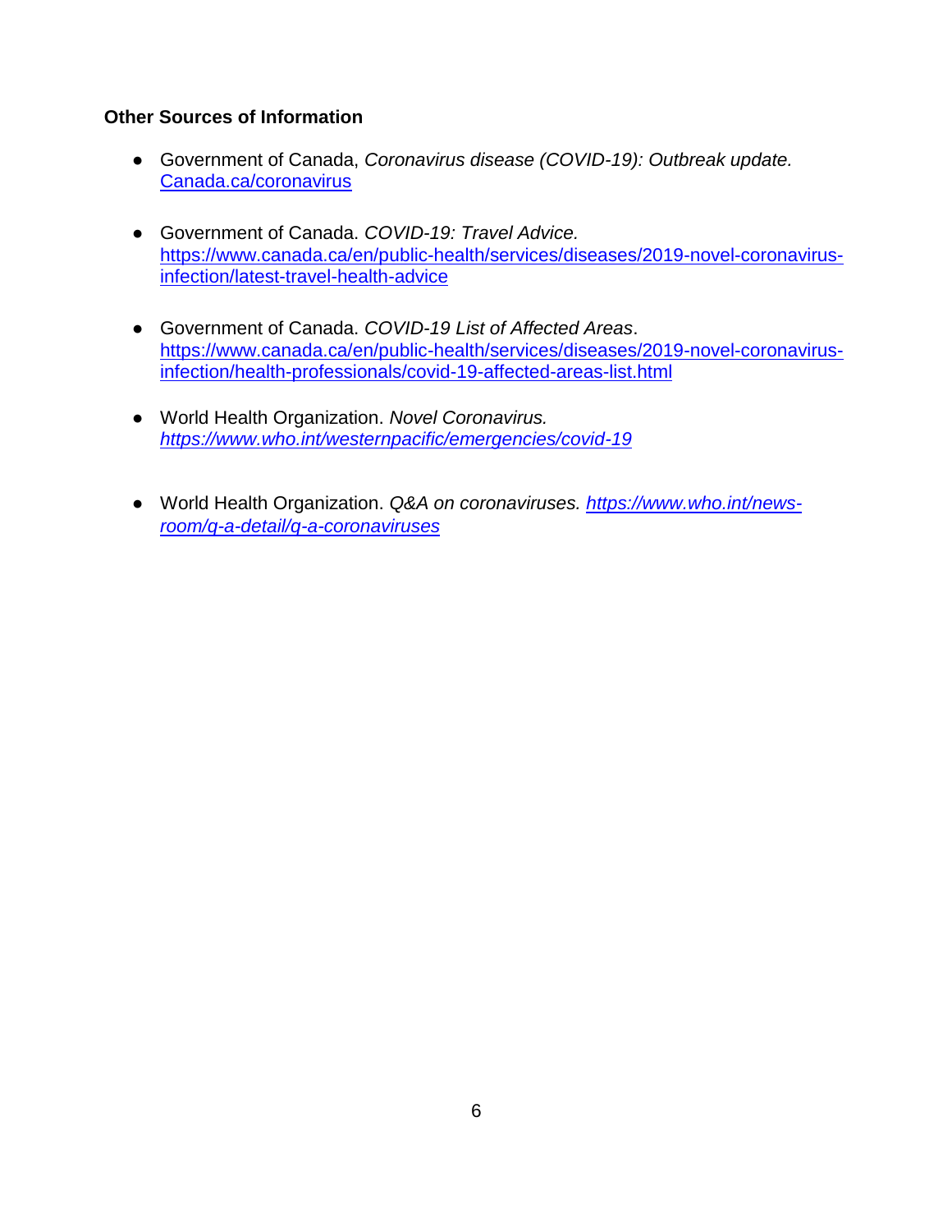**Other Sources of Information**

- Government of Canada, *Coronavirus disease (COVID-19): Outbreak update.* Canada.ca/coronavirus

- Government of Canada. *COVID-19: Travel Advice.* https://www.canada.ca/en/public-health/services/diseases/2019-novel-coronavirus-infection/latest-travel-health-advice

- Government of Canada. *COVID-19 List of Affected Areas*. https://www.canada.ca/en/public-health/services/diseases/2019-novel-coronavirus-infection/health-professionals/covid-19-affected-areas-list.html

- World Health Organization. *Novel Coronavirus. https://www.who.int/westernpacific/emergencies/covid-19*

- World Health Organization. *Q&A on coronaviruses. https://www.who.int/news-room/q-a-detail/q-a-coronaviruses*